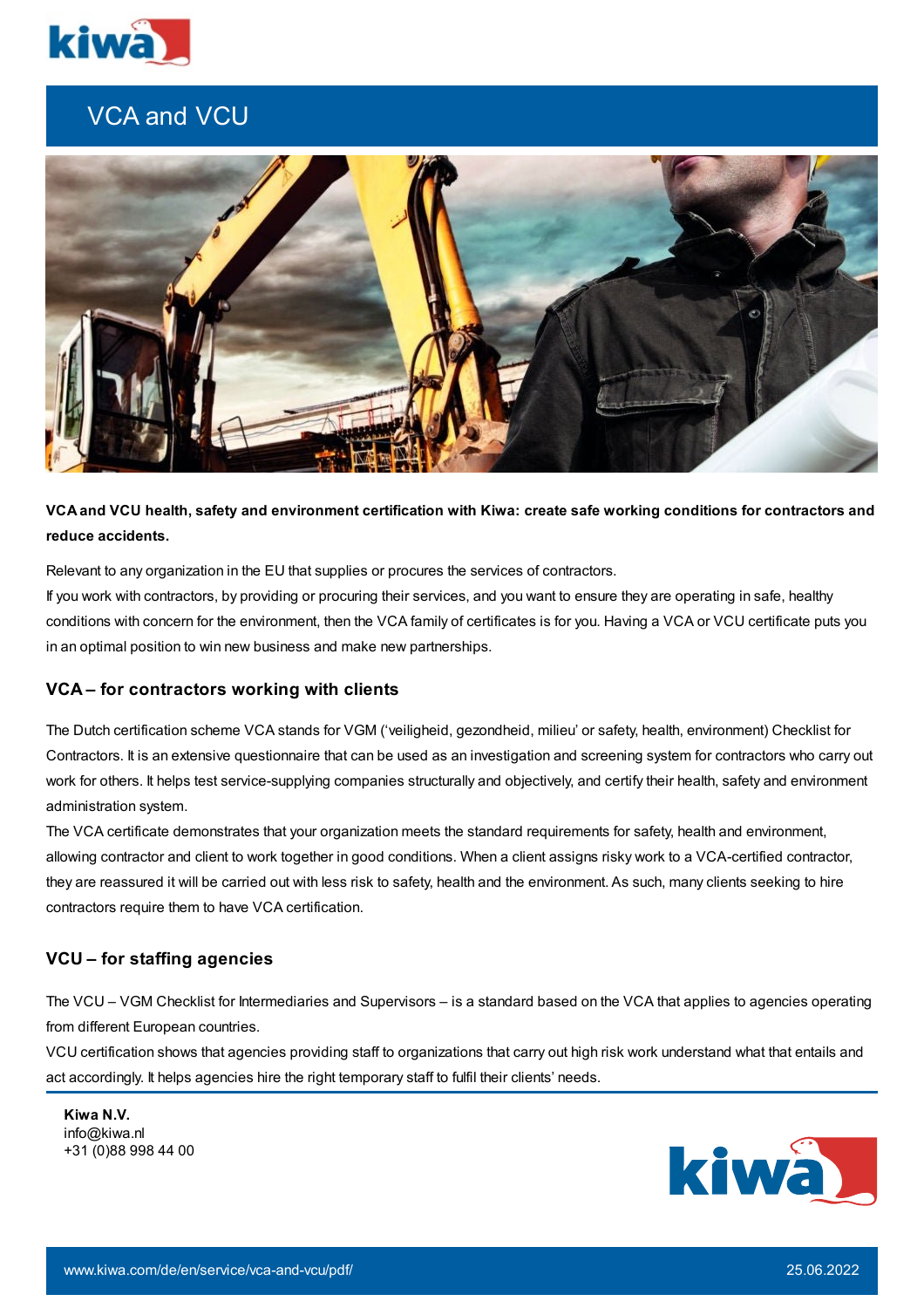# VCA and VCU

**VCA and VCU health, safety and environment certification with Kiwa: create safe working conditions for contractors and reduce accidents.**

Relevant to any organization in the EU that supplies or procures the services of contractors.

If you work with contractors, by providing or procuring their services, and you want to ensure they are operating in safe, healthy conditions with concern for the environment, then the VCA family of certificates is for you. Having a VCA or VCU certificate puts you in an optimal position to win new business and make new partnerships.

## VCA – for contractors working with clients

The Dutch certification scheme VCA stands for VGM ('veiligheid, gezondheid, milieu' or safety, health, environment) Checklist for Contractors. It is an extensive questionnaire that can be used as an investigation and screening system for contractors who carry out work for others. It helps test service-supplying companies structurally and objectively, and certify their health, safety and environment administration system.

The VCA certificate demonstrates that your organization meets the standard requirements for safety, health and environment, allowing contractor and client to work together in good conditions. When a client assigns risky work to a VCA-certified contractor, they are reassured it will be carried out with less risk to safety, health and the environment. As such, many clients seeking to hire contractors require them to have VCA certification.

## VCU – for staffing agencies

The VCU – VGM Checklist for Intermediaries and Supervisors – is a standard based on the VCA that applies to agencies operating from different European countries.

VCU certification shows that agencies providing staff to organizations that carry out high risk work understand what that entails and act accordingly. It helps agencies hire the right temporary staff to fulfil their clients' needs.

**Kiwa N.V.**
info@kiwa.nl
+31 (0)88 998 44 00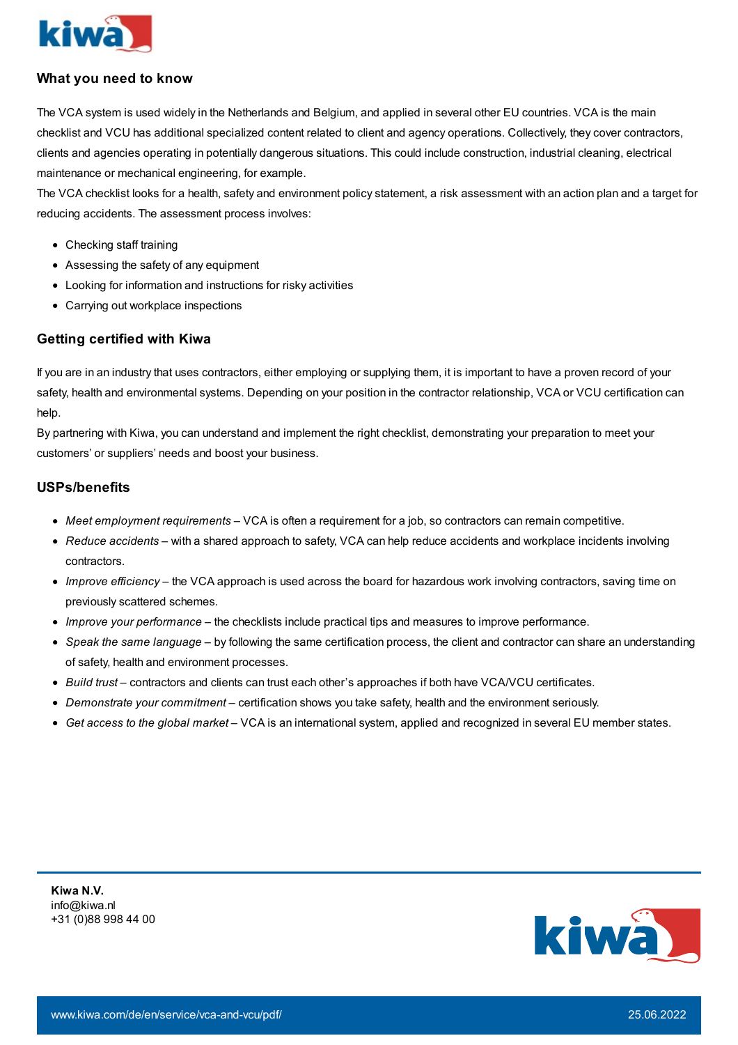## What you need to know

The VCA system is used widely in the Netherlands and Belgium, and applied in several other EU countries. VCA is the main checklist and VCU has additional specialized content related to client and agency operations. Collectively, they cover contractors, clients and agencies operating in potentially dangerous situations. This could include construction, industrial cleaning, electrical maintenance or mechanical engineering, for example.
The VCA checklist looks for a health, safety and environment policy statement, a risk assessment with an action plan and a target for reducing accidents. The assessment process involves:

- Checking staff training
- Assessing the safety of any equipment
- Looking for information and instructions for risky activities
- Carrying out workplace inspections

## Getting certified with Kiwa

If you are in an industry that uses contractors, either employing or supplying them, it is important to have a proven record of your safety, health and environmental systems. Depending on your position in the contractor relationship, VCA or VCU certification can help.
By partnering with Kiwa, you can understand and implement the right checklist, demonstrating your preparation to meet your customers' or suppliers' needs and boost your business.

## USPs/benefits

- *Meet employment requirements* – VCA is often a requirement for a job, so contractors can remain competitive.
- *Reduce accidents* – with a shared approach to safety, VCA can help reduce accidents and workplace incidents involving contractors.
- *Improve efficiency* – the VCA approach is used across the board for hazardous work involving contractors, saving time on previously scattered schemes.
- *Improve your performance* – the checklists include practical tips and measures to improve performance.
- *Speak the same language* – by following the same certification process, the client and contractor can share an understanding of safety, health and environment processes.
- *Build trust* – contractors and clients can trust each other's approaches if both have VCA/VCU certificates.
- *Demonstrate your commitment* – certification shows you take safety, health and the environment seriously.
- *Get access to the global market* – VCA is an international system, applied and recognized in several EU member states.

**Kiwa N.V.**
info@kiwa.nl
+31 (0)88 998 44 00